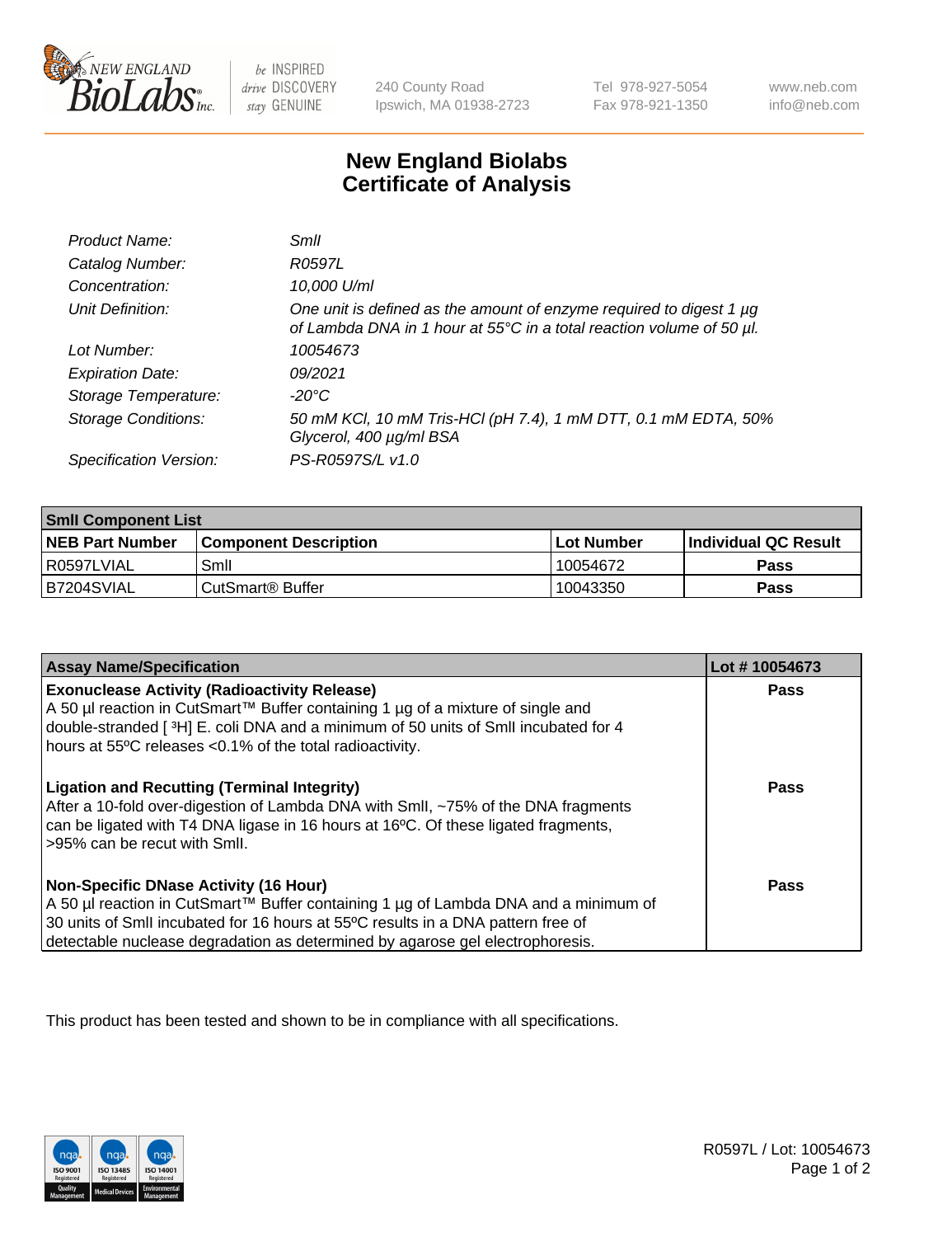240 County Road
Ipswich, MA 01938-2723

Tel 978-927-5054
Fax 978-921-1350

www.neb.com
info@neb.com

# New England Biolabs
# Certificate of Analysis

| | |
|---|---|
| *Product Name:* | *SmlI* |
| *Catalog Number:* | *R0597L* |
| *Concentration:* | *10,000 U/ml* |
| *Unit Definition:* | *One unit is defined as the amount of enzyme required to digest 1 µg of Lambda DNA in 1 hour at 55°C in a total reaction volume of 50 µl.* |
| *Lot Number:* | *10054673* |
| *Expiration Date:* | *09/2021* |
| *Storage Temperature:* | *-20°C* |
| *Storage Conditions:* | *50 mM KCl, 10 mM Tris-HCl (pH 7.4), 1 mM DTT, 0.1 mM EDTA, 50% Glycerol, 400 µg/ml BSA* |
| *Specification Version:* | *PS-R0597S/L v1.0* |

| **SmlI Component List** | | | |
|---|---|---|---|
| **NEB Part Number** | **Component Description** | **Lot Number** | **Individual QC Result** |
| R0597LVIAL | SmlI | 10054672 | **Pass** |
| B7204SVIAL | CutSmart® Buffer | 10043350 | **Pass** |

| **Assay Name/Specification** | **Lot # 10054673** |
|---|---|
| **Exonuclease Activity (Radioactivity Release)**<br>A 50 µl reaction in CutSmart™ Buffer containing 1 µg of a mixture of single and double-stranded [ $^3$H] E. coli DNA and a minimum of 50 units of SmlI incubated for 4 hours at 55ºC releases <0.1% of the total radioactivity. | **Pass** |
| **Ligation and Recutting (Terminal Integrity)**<br>After a 10-fold over-digestion of Lambda DNA with SmlI, ~75% of the DNA fragments can be ligated with T4 DNA ligase in 16 hours at 16ºC. Of these ligated fragments, >95% can be recut with SmlI. | **Pass** |
| **Non-Specific DNase Activity (16 Hour)**<br>A 50 µl reaction in CutSmart™ Buffer containing 1 µg of Lambda DNA and a minimum of 30 units of SmlI incubated for 16 hours at 55ºC results in a DNA pattern free of detectable nuclease degradation as determined by agarose gel electrophoresis. | **Pass** |

This product has been tested and shown to be in compliance with all specifications.

R0597L / Lot: 10054673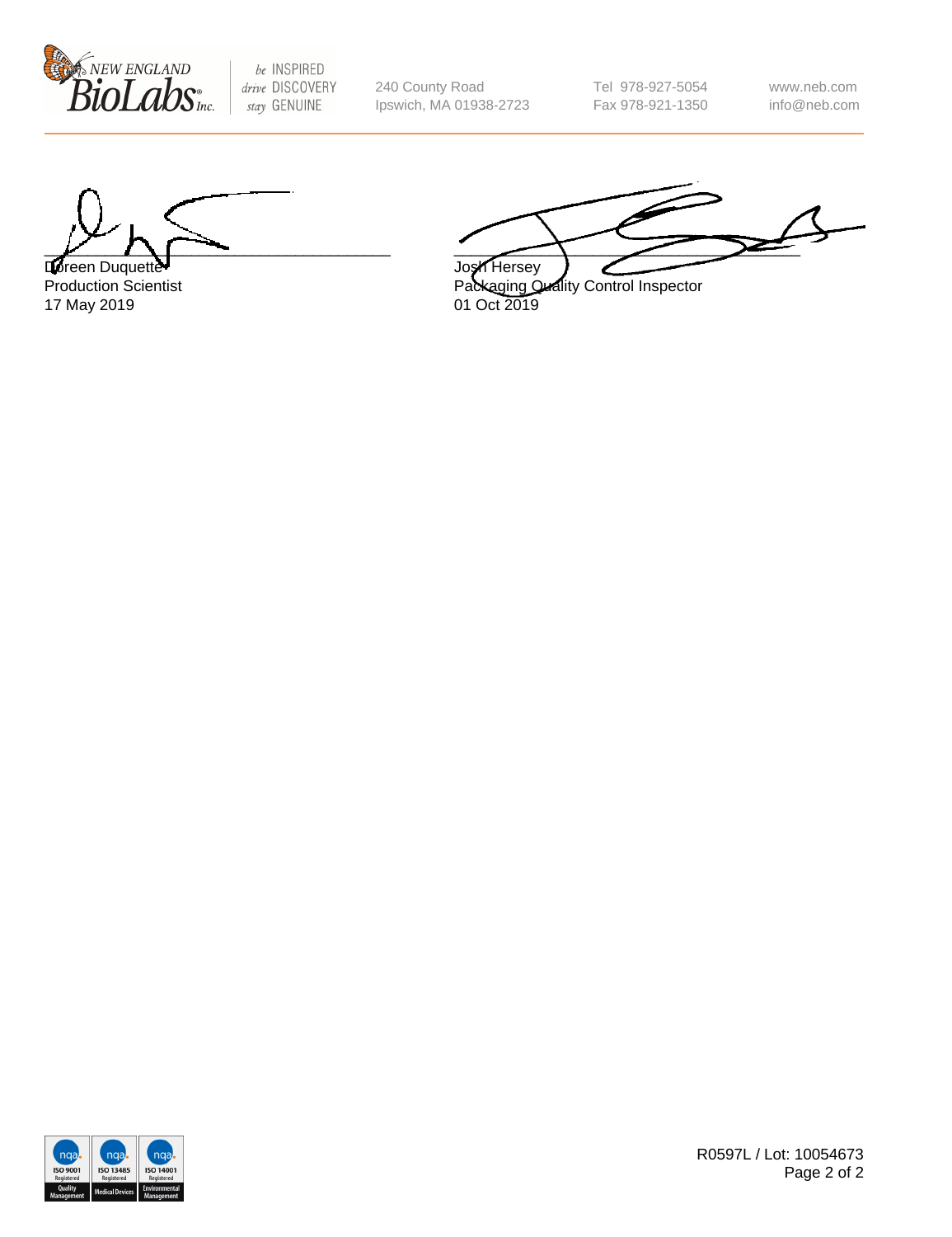Doreen Duquette
Production Scientist
17 May 2019

Josh Hersey
Packaging Quality Control Inspector
01 Oct 2019

R0597L / Lot: 10054673